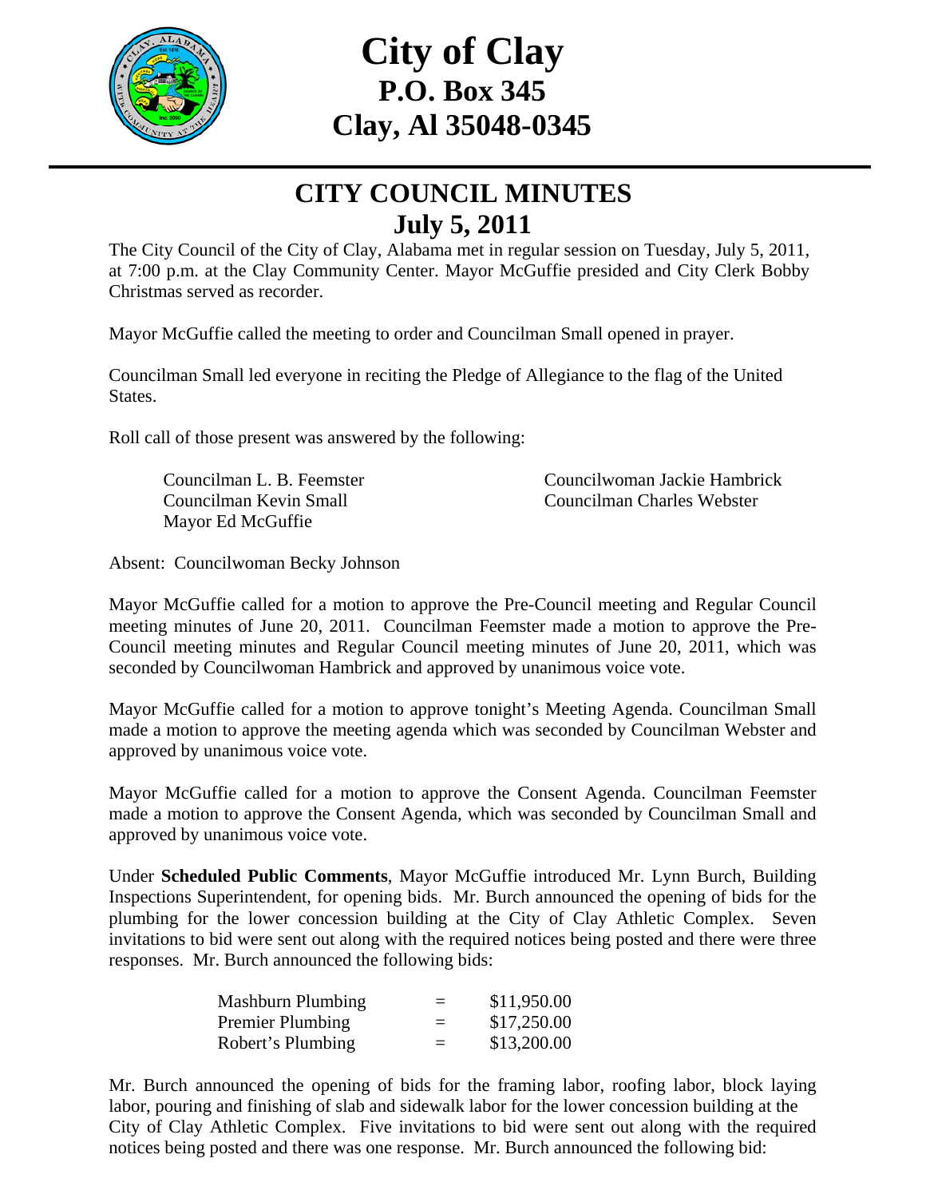# City of Clay
## P.O. Box 345
## Clay, Al 35048-0345

## CITY COUNCIL MINUTES
## July 5, 2011

The City Council of the City of Clay, Alabama met in regular session on Tuesday, July 5, 2011, at 7:00 p.m. at the Clay Community Center. Mayor McGuffie presided and City Clerk Bobby Christmas served as recorder.

Mayor McGuffie called the meeting to order and Councilman Small opened in prayer.

Councilman Small led everyone in reciting the Pledge of Allegiance to the flag of the United States.

Roll call of those present was answered by the following:

Councilman L. B. Feemster
Councilwoman Jackie Hambrick
Councilman Kevin Small
Councilman Charles Webster
Mayor Ed McGuffie

Absent: Councilwoman Becky Johnson

Mayor McGuffie called for a motion to approve the Pre-Council meeting and Regular Council meeting minutes of June 20, 2011. Councilman Feemster made a motion to approve the Pre-Council meeting minutes and Regular Council meeting minutes of June 20, 2011, which was seconded by Councilwoman Hambrick and approved by unanimous voice vote.

Mayor McGuffie called for a motion to approve tonight's Meeting Agenda. Councilman Small made a motion to approve the meeting agenda which was seconded by Councilman Webster and approved by unanimous voice vote.

Mayor McGuffie called for a motion to approve the Consent Agenda. Councilman Feemster made a motion to approve the Consent Agenda, which was seconded by Councilman Small and approved by unanimous voice vote.

Under **Scheduled Public Comments**, Mayor McGuffie introduced Mr. Lynn Burch, Building Inspections Superintendent, for opening bids. Mr. Burch announced the opening of bids for the plumbing for the lower concession building at the City of Clay Athletic Complex. Seven invitations to bid were sent out along with the required notices being posted and there were three responses. Mr. Burch announced the following bids:

| | | |
|---|---|---|
| Mashburn Plumbing | = | $11,950.00 |
| Premier Plumbing | = | $17,250.00 |
| Robert's Plumbing | = | $13,200.00 |

Mr. Burch announced the opening of bids for the framing labor, roofing labor, block laying labor, pouring and finishing of slab and sidewalk labor for the lower concession building at the City of Clay Athletic Complex. Five invitations to bid were sent out along with the required notices being posted and there was one response. Mr. Burch announced the following bid: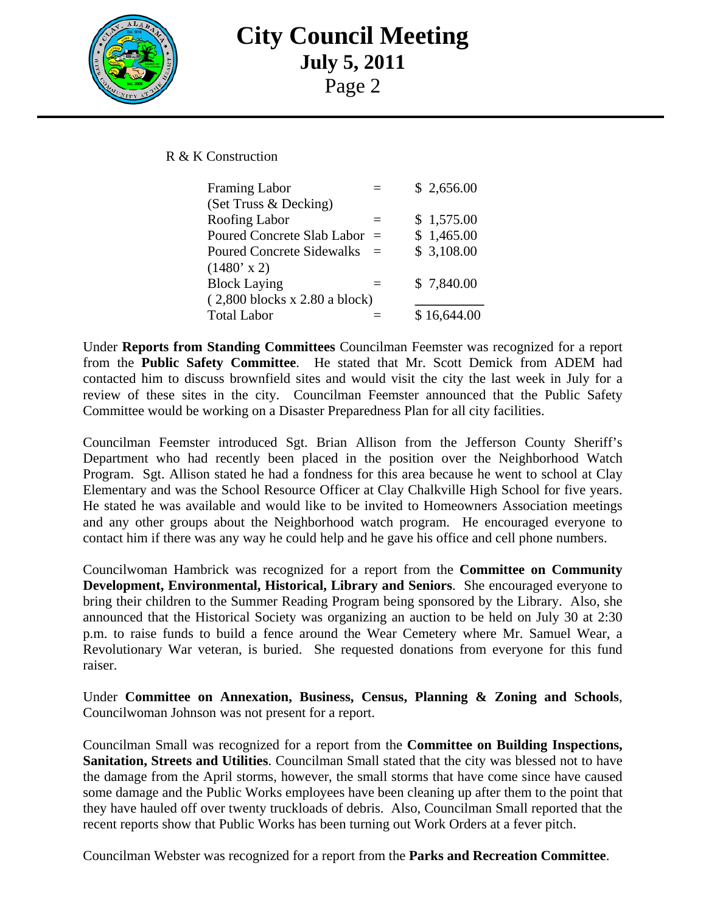R & K Construction

| | | |
|---|---|---|
| Framing Labor (Set Truss & Decking) | = | $ 2,656.00 |
| Roofing Labor | = | $ 1,575.00 |
| Poured Concrete Slab Labor | = | $ 1,465.00 |
| Poured Concrete Sidewalks (1480' x 2) | = | $ 3,108.00 |
| Block Laying ( 2,800 blocks x 2.80 a block) | = | $ 7,840.00 |
| Total Labor | = | $ 16,644.00 |

Under **Reports from Standing Committees** Councilman Feemster was recognized for a report from the **Public Safety Committee**. He stated that Mr. Scott Demick from ADEM had contacted him to discuss brownfield sites and would visit the city the last week in July for a review of these sites in the city. Councilman Feemster announced that the Public Safety Committee would be working on a Disaster Preparedness Plan for all city facilities.

Councilman Feemster introduced Sgt. Brian Allison from the Jefferson County Sheriff's Department who had recently been placed in the position over the Neighborhood Watch Program. Sgt. Allison stated he had a fondness for this area because he went to school at Clay Elementary and was the School Resource Officer at Clay Chalkville High School for five years. He stated he was available and would like to be invited to Homeowners Association meetings and any other groups about the Neighborhood watch program. He encouraged everyone to contact him if there was any way he could help and he gave his office and cell phone numbers.

Councilwoman Hambrick was recognized for a report from the **Committee on Community Development, Environmental, Historical, Library and Seniors**. She encouraged everyone to bring their children to the Summer Reading Program being sponsored by the Library. Also, she announced that the Historical Society was organizing an auction to be held on July 30 at 2:30 p.m. to raise funds to build a fence around the Wear Cemetery where Mr. Samuel Wear, a Revolutionary War veteran, is buried. She requested donations from everyone for this fund raiser.

Under **Committee on Annexation, Business, Census, Planning & Zoning and Schools**, Councilwoman Johnson was not present for a report.

Councilman Small was recognized for a report from the **Committee on Building Inspections, Sanitation, Streets and Utilities**. Councilman Small stated that the city was blessed not to have the damage from the April storms, however, the small storms that have come since have caused some damage and the Public Works employees have been cleaning up after them to the point that they have hauled off over twenty truckloads of debris. Also, Councilman Small reported that the recent reports show that Public Works has been turning out Work Orders at a fever pitch.

Councilman Webster was recognized for a report from the **Parks and Recreation Committee**.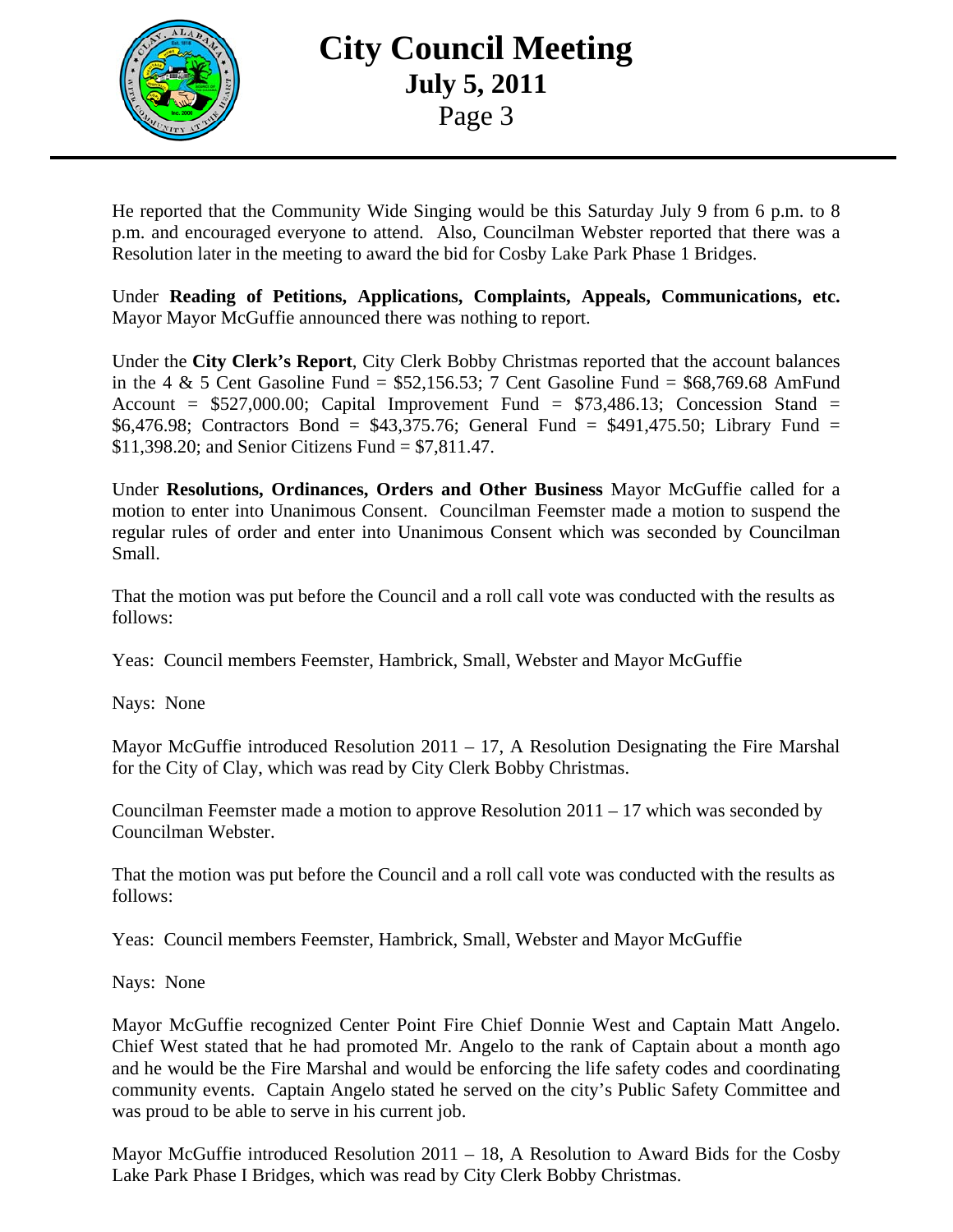He reported that the Community Wide Singing would be this Saturday July 9 from 6 p.m. to 8 p.m. and encouraged everyone to attend. Also, Councilman Webster reported that there was a Resolution later in the meeting to award the bid for Cosby Lake Park Phase 1 Bridges.

Under **Reading of Petitions, Applications, Complaints, Appeals, Communications, etc.** Mayor Mayor McGuffie announced there was nothing to report.

Under the **City Clerk's Report**, City Clerk Bobby Christmas reported that the account balances in the 4 & 5 Cent Gasoline Fund = $52,156.53; 7 Cent Gasoline Fund = $68,769.68 AmFund Account = $527,000.00; Capital Improvement Fund = $73,486.13; Concession Stand = $6,476.98; Contractors Bond = $43,375.76; General Fund = $491,475.50; Library Fund = $11,398.20; and Senior Citizens Fund = $7,811.47.

Under **Resolutions, Ordinances, Orders and Other Business** Mayor McGuffie called for a motion to enter into Unanimous Consent. Councilman Feemster made a motion to suspend the regular rules of order and enter into Unanimous Consent which was seconded by Councilman Small.

That the motion was put before the Council and a roll call vote was conducted with the results as follows:

Yeas: Council members Feemster, Hambrick, Small, Webster and Mayor McGuffie

Nays: None

Mayor McGuffie introduced Resolution 2011 – 17, A Resolution Designating the Fire Marshal for the City of Clay, which was read by City Clerk Bobby Christmas.

Councilman Feemster made a motion to approve Resolution 2011 – 17 which was seconded by Councilman Webster.

That the motion was put before the Council and a roll call vote was conducted with the results as follows:

Yeas: Council members Feemster, Hambrick, Small, Webster and Mayor McGuffie

Nays: None

Mayor McGuffie recognized Center Point Fire Chief Donnie West and Captain Matt Angelo. Chief West stated that he had promoted Mr. Angelo to the rank of Captain about a month ago and he would be the Fire Marshal and would be enforcing the life safety codes and coordinating community events. Captain Angelo stated he served on the city's Public Safety Committee and was proud to be able to serve in his current job.

Mayor McGuffie introduced Resolution 2011 – 18, A Resolution to Award Bids for the Cosby Lake Park Phase I Bridges, which was read by City Clerk Bobby Christmas.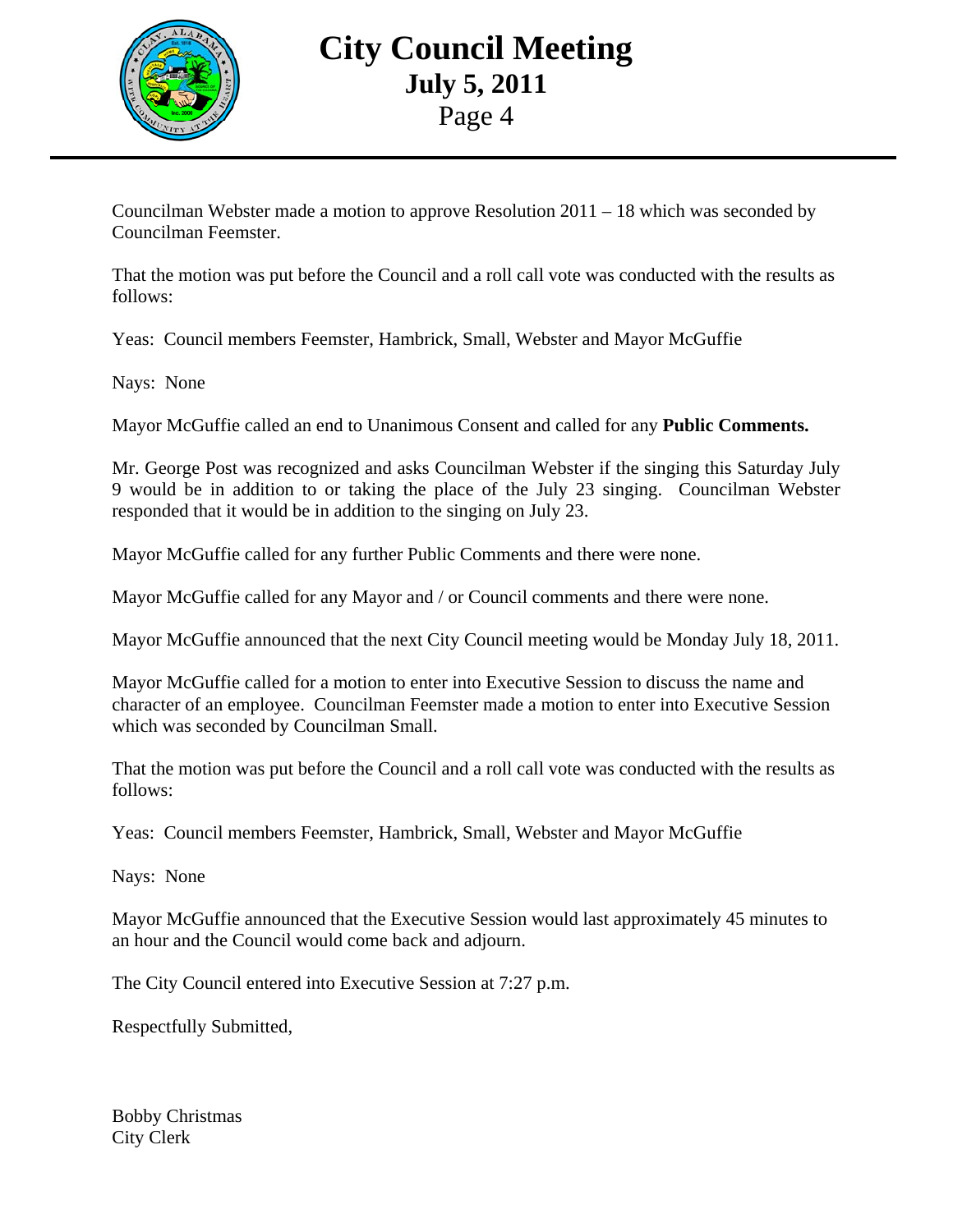Councilman Webster made a motion to approve Resolution 2011 – 18 which was seconded by Councilman Feemster.

That the motion was put before the Council and a roll call vote was conducted with the results as follows:

Yeas: Council members Feemster, Hambrick, Small, Webster and Mayor McGuffie

Nays: None

Mayor McGuffie called an end to Unanimous Consent and called for any **Public Comments.**

Mr. George Post was recognized and asks Councilman Webster if the singing this Saturday July 9 would be in addition to or taking the place of the July 23 singing. Councilman Webster responded that it would be in addition to the singing on July 23.

Mayor McGuffie called for any further Public Comments and there were none.

Mayor McGuffie called for any Mayor and / or Council comments and there were none.

Mayor McGuffie announced that the next City Council meeting would be Monday July 18, 2011.

Mayor McGuffie called for a motion to enter into Executive Session to discuss the name and character of an employee. Councilman Feemster made a motion to enter into Executive Session which was seconded by Councilman Small.

That the motion was put before the Council and a roll call vote was conducted with the results as follows:

Yeas: Council members Feemster, Hambrick, Small, Webster and Mayor McGuffie

Nays: None

Mayor McGuffie announced that the Executive Session would last approximately 45 minutes to an hour and the Council would come back and adjourn.

The City Council entered into Executive Session at 7:27 p.m.

Respectfully Submitted,

Bobby Christmas
City Clerk